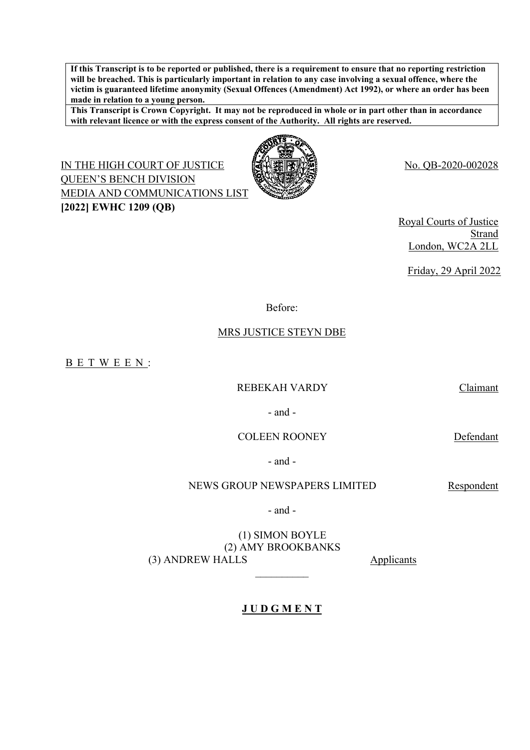**If this Transcript is to be reported or published, there is a requirement to ensure that no reporting restriction will be breached. This is particularly important in relation to any case involving a sexual offence, where the victim is guaranteed lifetime anonymity (Sexual Offences (Amendment) Act 1992), or where an order has been made in relation to a young person.**

**This Transcript is Crown Copyright. It may not be reproduced in whole or in part other than in accordance with relevant licence or with the express consent of the Authority. All rights are reserved.**

IN THE HIGH COURT OF JUSTICE
QUEEN'S BENCH DIVISION
MEDIA AND COMMUNICATIONS LIST
**[2022] EWHC 1209 (QB)**

No. QB-2020-002028

Royal Courts of Justice
Strand
London, WC2A 2LL

Friday, 29 April 2022

Before:

MRS JUSTICE STEYN DBE

B E T W E E N :

REBEKAH VARDY — Claimant

- and -

COLEEN ROONEY — Defendant

- and -

NEWS GROUP NEWSPAPERS LIMITED — Respondent

- and -

(1) SIMON BOYLE
(2) AMY BROOKBANKS
(3) ANDREW HALLS — Applicants

__________

# **J U D G M E N T**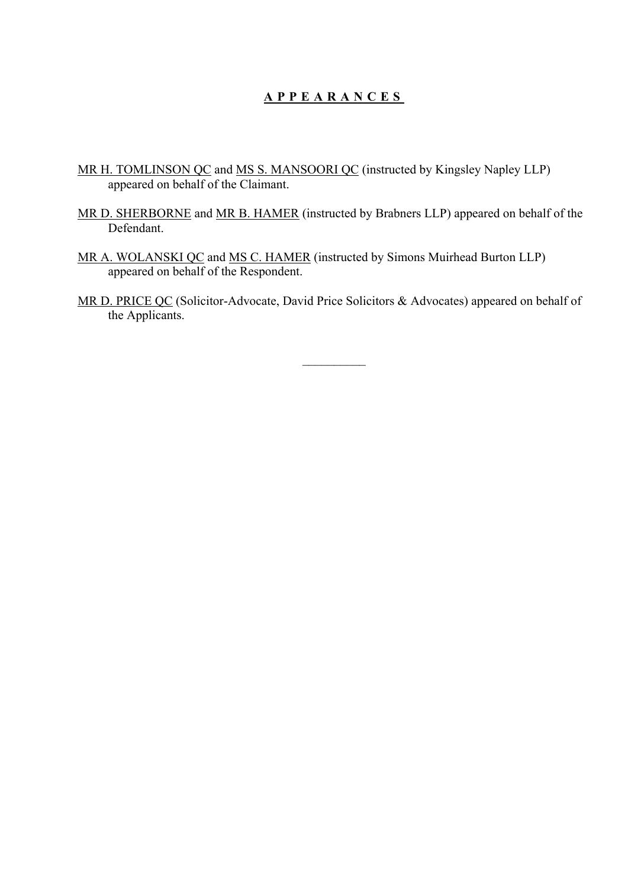## A P P E A R A N C E S

MR H. TOMLINSON QC and MS S. MANSOORI QC (instructed by Kingsley Napley LLP) appeared on behalf of the Claimant.

MR D. SHERBORNE and MR B. HAMER (instructed by Brabners LLP) appeared on behalf of the Defendant.

MR A. WOLANSKI QC and MS C. HAMER (instructed by Simons Muirhead Burton LLP) appeared on behalf of the Respondent.

MR D. PRICE QC (Solicitor-Advocate, David Price Solicitors & Advocates) appeared on behalf of the Applicants.

\_\_\_\_\_\_\_\_\_\_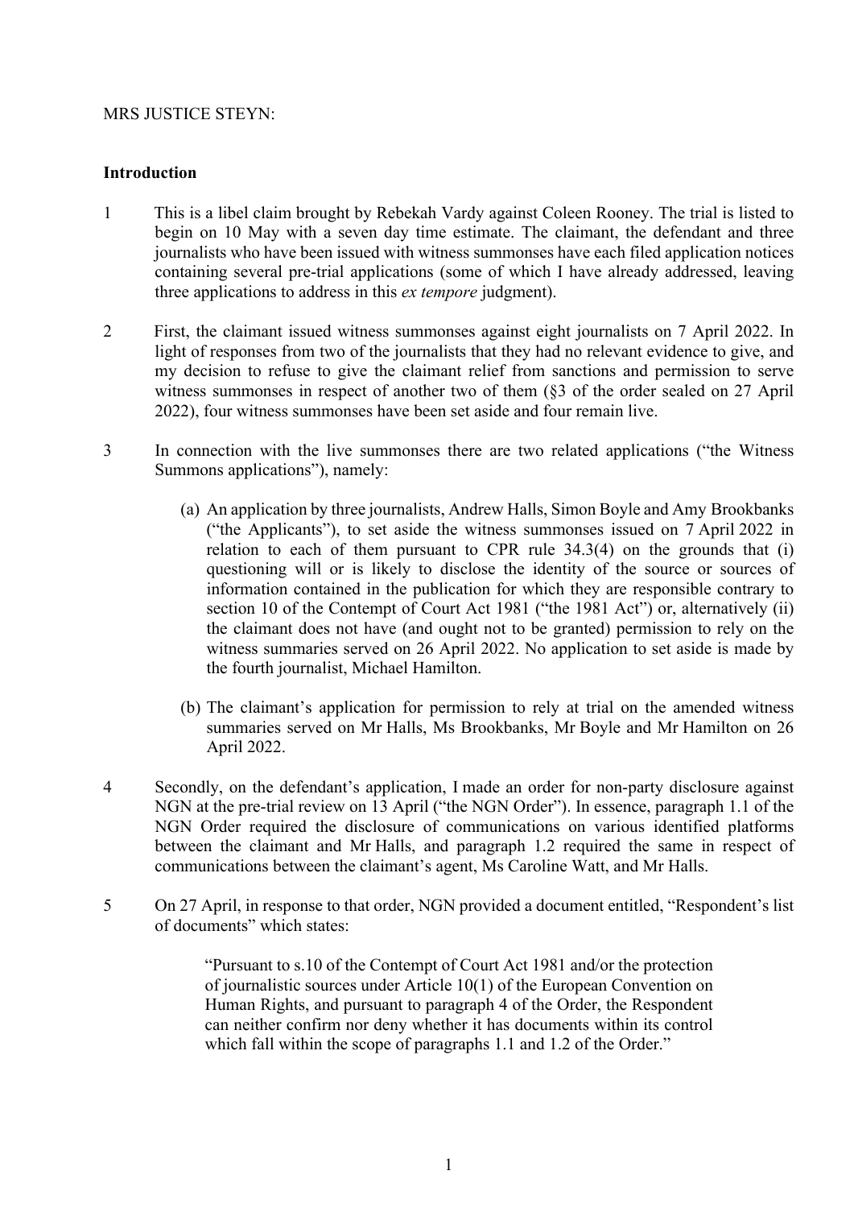MRS JUSTICE STEYN:

## Introduction

1 This is a libel claim brought by Rebekah Vardy against Coleen Rooney. The trial is listed to begin on 10 May with a seven day time estimate. The claimant, the defendant and three journalists who have been issued with witness summonses have each filed application notices containing several pre-trial applications (some of which I have already addressed, leaving three applications to address in this *ex tempore* judgment).

2 First, the claimant issued witness summonses against eight journalists on 7 April 2022. In light of responses from two of the journalists that they had no relevant evidence to give, and my decision to refuse to give the claimant relief from sanctions and permission to serve witness summonses in respect of another two of them (§3 of the order sealed on 27 April 2022), four witness summonses have been set aside and four remain live.

3 In connection with the live summonses there are two related applications ("the Witness Summons applications"), namely:

(a) An application by three journalists, Andrew Halls, Simon Boyle and Amy Brookbanks ("the Applicants"), to set aside the witness summonses issued on 7 April 2022 in relation to each of them pursuant to CPR rule 34.3(4) on the grounds that (i) questioning will or is likely to disclose the identity of the source or sources of information contained in the publication for which they are responsible contrary to section 10 of the Contempt of Court Act 1981 ("the 1981 Act") or, alternatively (ii) the claimant does not have (and ought not to be granted) permission to rely on the witness summaries served on 26 April 2022. No application to set aside is made by the fourth journalist, Michael Hamilton.

(b) The claimant's application for permission to rely at trial on the amended witness summaries served on Mr Halls, Ms Brookbanks, Mr Boyle and Mr Hamilton on 26 April 2022.

4 Secondly, on the defendant's application, I made an order for non-party disclosure against NGN at the pre-trial review on 13 April ("the NGN Order"). In essence, paragraph 1.1 of the NGN Order required the disclosure of communications on various identified platforms between the claimant and Mr Halls, and paragraph 1.2 required the same in respect of communications between the claimant's agent, Ms Caroline Watt, and Mr Halls.

5 On 27 April, in response to that order, NGN provided a document entitled, "Respondent's list of documents" which states:

> "Pursuant to s.10 of the Contempt of Court Act 1981 and/or the protection of journalistic sources under Article 10(1) of the European Convention on Human Rights, and pursuant to paragraph 4 of the Order, the Respondent can neither confirm nor deny whether it has documents within its control which fall within the scope of paragraphs 1.1 and 1.2 of the Order."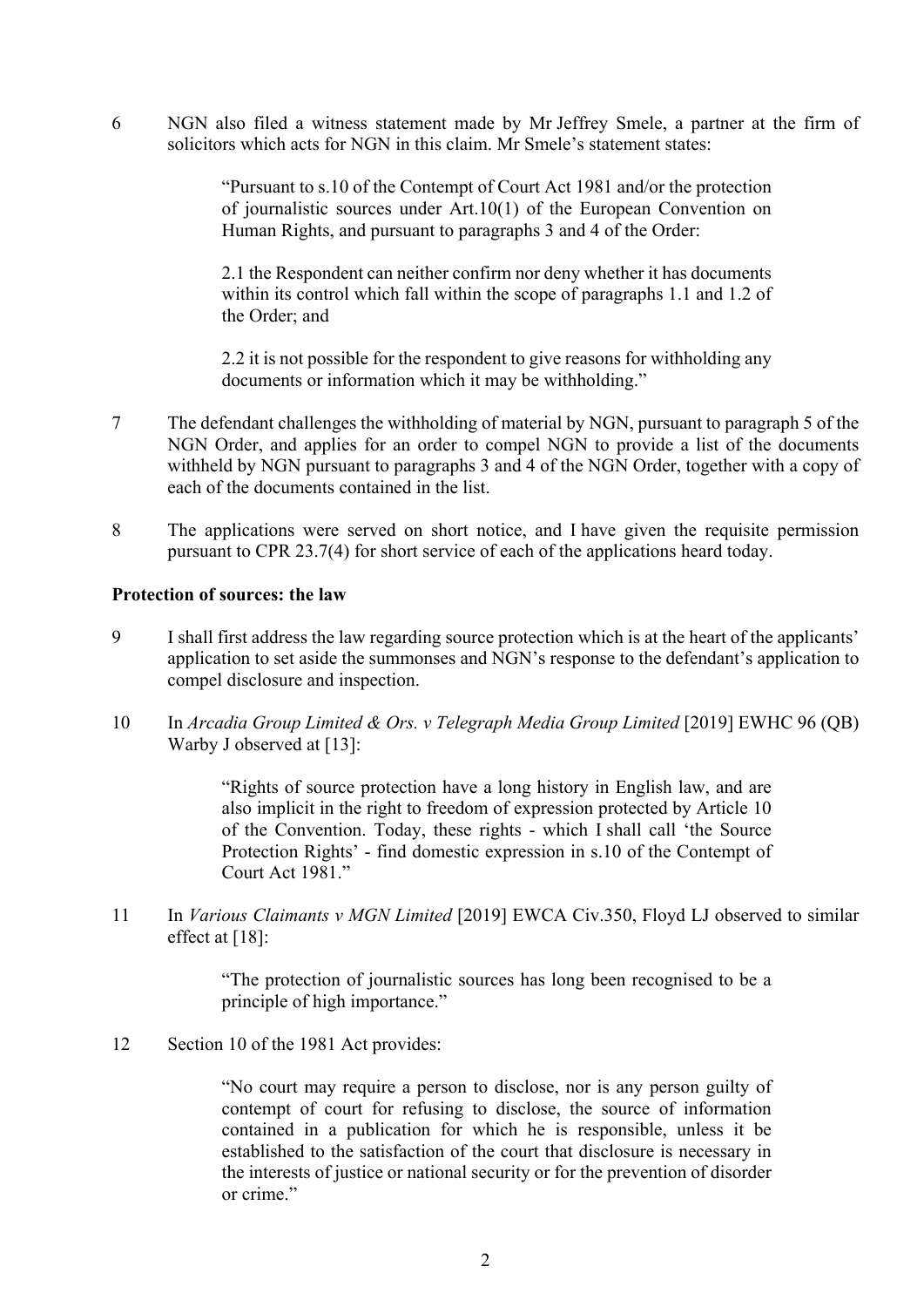6 NGN also filed a witness statement made by Mr Jeffrey Smele, a partner at the firm of solicitors which acts for NGN in this claim. Mr Smele's statement states:

> "Pursuant to s.10 of the Contempt of Court Act 1981 and/or the protection of journalistic sources under Art.10(1) of the European Convention on Human Rights, and pursuant to paragraphs 3 and 4 of the Order:
>
> 2.1 the Respondent can neither confirm nor deny whether it has documents within its control which fall within the scope of paragraphs 1.1 and 1.2 of the Order; and
>
> 2.2 it is not possible for the respondent to give reasons for withholding any documents or information which it may be withholding."

7 The defendant challenges the withholding of material by NGN, pursuant to paragraph 5 of the NGN Order, and applies for an order to compel NGN to provide a list of the documents withheld by NGN pursuant to paragraphs 3 and 4 of the NGN Order, together with a copy of each of the documents contained in the list.

8 The applications were served on short notice, and I have given the requisite permission pursuant to CPR 23.7(4) for short service of each of the applications heard today.

**Protection of sources: the law**

9 I shall first address the law regarding source protection which is at the heart of the applicants' application to set aside the summonses and NGN's response to the defendant's application to compel disclosure and inspection.

10 In *Arcadia Group Limited & Ors. v Telegraph Media Group Limited* [2019] EWHC 96 (QB) Warby J observed at [13]:

> "Rights of source protection have a long history in English law, and are also implicit in the right to freedom of expression protected by Article 10 of the Convention. Today, these rights - which I shall call 'the Source Protection Rights' - find domestic expression in s.10 of the Contempt of Court Act 1981."

11 In *Various Claimants v MGN Limited* [2019] EWCA Civ.350, Floyd LJ observed to similar effect at [18]:

> "The protection of journalistic sources has long been recognised to be a principle of high importance."

12 Section 10 of the 1981 Act provides:

> "No court may require a person to disclose, nor is any person guilty of contempt of court for refusing to disclose, the source of information contained in a publication for which he is responsible, unless it be established to the satisfaction of the court that disclosure is necessary in the interests of justice or national security or for the prevention of disorder or crime."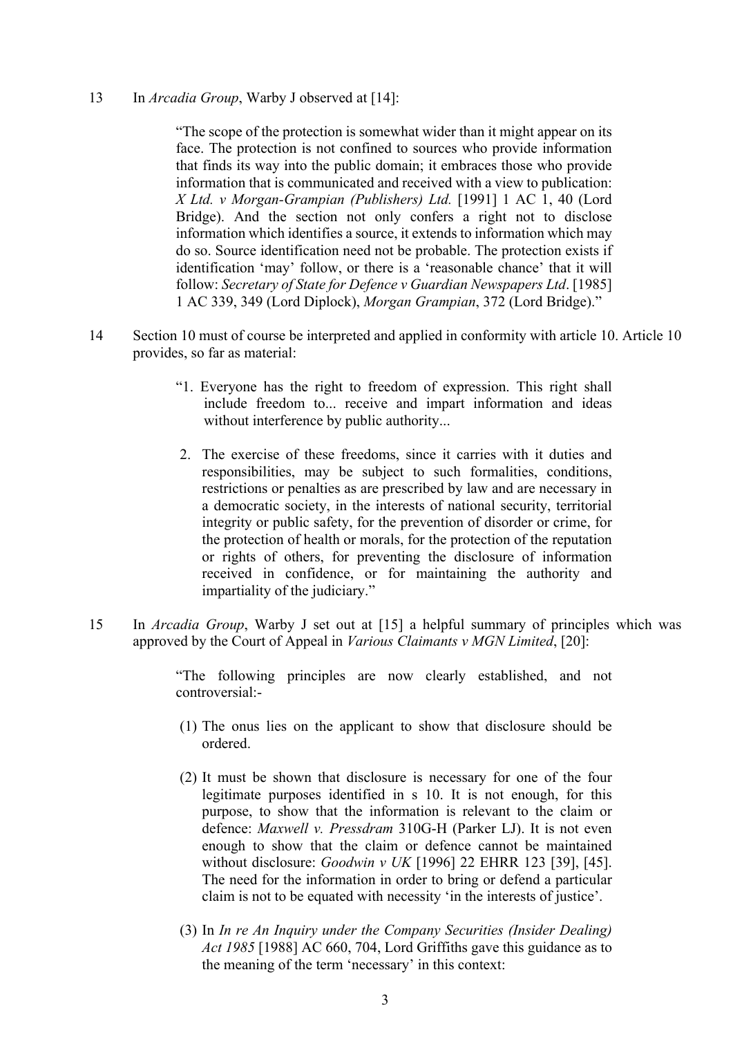13 In *Arcadia Group*, Warby J observed at [14]:

> "The scope of the protection is somewhat wider than it might appear on its face. The protection is not confined to sources who provide information that finds its way into the public domain; it embraces those who provide information that is communicated and received with a view to publication: *X Ltd. v Morgan-Grampian (Publishers) Ltd.* [1991] 1 AC 1, 40 (Lord Bridge). And the section not only confers a right not to disclose information which identifies a source, it extends to information which may do so. Source identification need not be probable. The protection exists if identification 'may' follow, or there is a 'reasonable chance' that it will follow: *Secretary of State for Defence v Guardian Newspapers Ltd*. [1985] 1 AC 339, 349 (Lord Diplock), *Morgan Grampian*, 372 (Lord Bridge)."

14 Section 10 must of course be interpreted and applied in conformity with article 10. Article 10 provides, so far as material:

> "1. Everyone has the right to freedom of expression. This right shall include freedom to... receive and impart information and ideas without interference by public authority...
>
> 2. The exercise of these freedoms, since it carries with it duties and responsibilities, may be subject to such formalities, conditions, restrictions or penalties as are prescribed by law and are necessary in a democratic society, in the interests of national security, territorial integrity or public safety, for the prevention of disorder or crime, for the protection of health or morals, for the protection of the reputation or rights of others, for preventing the disclosure of information received in confidence, or for maintaining the authority and impartiality of the judiciary."

15 In *Arcadia Group*, Warby J set out at [15] a helpful summary of principles which was approved by the Court of Appeal in *Various Claimants v MGN Limited*, [20]:

> "The following principles are now clearly established, and not controversial:-
>
> (1) The onus lies on the applicant to show that disclosure should be ordered.
>
> (2) It must be shown that disclosure is necessary for one of the four legitimate purposes identified in s 10. It is not enough, for this purpose, to show that the information is relevant to the claim or defence: *Maxwell v. Pressdram* 310G-H (Parker LJ). It is not even enough to show that the claim or defence cannot be maintained without disclosure: *Goodwin v UK* [1996] 22 EHRR 123 [39], [45]. The need for the information in order to bring or defend a particular claim is not to be equated with necessity 'in the interests of justice'.
>
> (3) In *In re An Inquiry under the Company Securities (Insider Dealing) Act 1985* [1988] AC 660, 704, Lord Griffiths gave this guidance as to the meaning of the term 'necessary' in this context: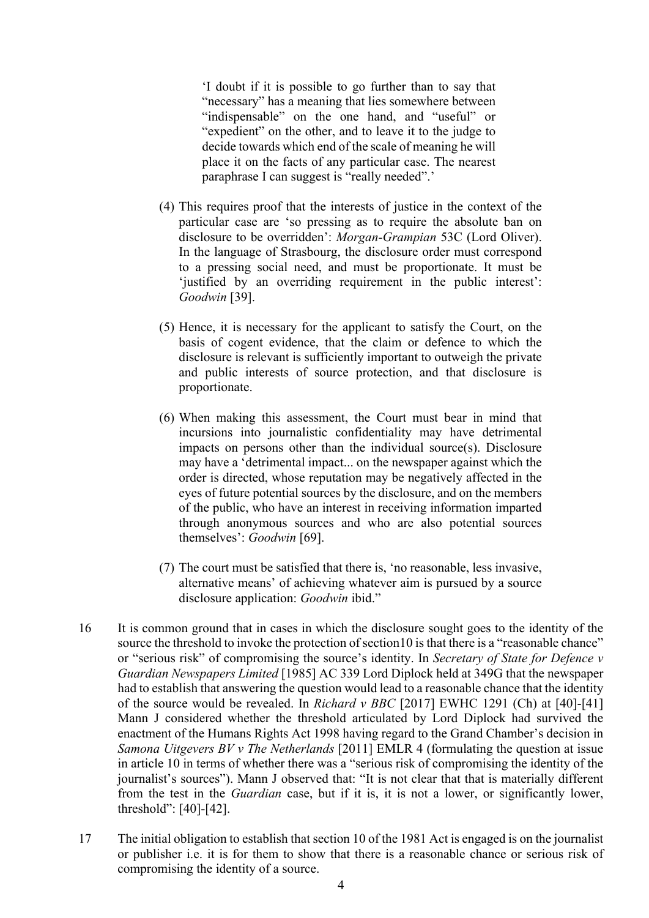> 'I doubt if it is possible to go further than to say that "necessary" has a meaning that lies somewhere between "indispensable" on the one hand, and "useful" or "expedient" on the other, and to leave it to the judge to decide towards which end of the scale of meaning he will place it on the facts of any particular case. The nearest paraphrase I can suggest is "really needed".'

(4) This requires proof that the interests of justice in the context of the particular case are 'so pressing as to require the absolute ban on disclosure to be overridden': *Morgan-Grampian* 53C (Lord Oliver). In the language of Strasbourg, the disclosure order must correspond to a pressing social need, and must be proportionate. It must be 'justified by an overriding requirement in the public interest': *Goodwin* [39].

(5) Hence, it is necessary for the applicant to satisfy the Court, on the basis of cogent evidence, that the claim or defence to which the disclosure is relevant is sufficiently important to outweigh the private and public interests of source protection, and that disclosure is proportionate.

(6) When making this assessment, the Court must bear in mind that incursions into journalistic confidentiality may have detrimental impacts on persons other than the individual source(s). Disclosure may have a 'detrimental impact... on the newspaper against which the order is directed, whose reputation may be negatively affected in the eyes of future potential sources by the disclosure, and on the members of the public, who have an interest in receiving information imparted through anonymous sources and who are also potential sources themselves': *Goodwin* [69].

(7) The court must be satisfied that there is, 'no reasonable, less invasive, alternative means' of achieving whatever aim is pursued by a source disclosure application: *Goodwin* ibid."

16 It is common ground that in cases in which the disclosure sought goes to the identity of the source the threshold to invoke the protection of section10 is that there is a "reasonable chance" or "serious risk" of compromising the source's identity. In *Secretary of State for Defence v Guardian Newspapers Limited* [1985] AC 339 Lord Diplock held at 349G that the newspaper had to establish that answering the question would lead to a reasonable chance that the identity of the source would be revealed. In *Richard v BBC* [2017] EWHC 1291 (Ch) at [40]-[41] Mann J considered whether the threshold articulated by Lord Diplock had survived the enactment of the Humans Rights Act 1998 having regard to the Grand Chamber's decision in *Samona Uitgevers BV v The Netherlands* [2011] EMLR 4 (formulating the question at issue in article 10 in terms of whether there was a "serious risk of compromising the identity of the journalist's sources"). Mann J observed that: "It is not clear that that is materially different from the test in the *Guardian* case, but if it is, it is not a lower, or significantly lower, threshold": [40]-[42].

17 The initial obligation to establish that section 10 of the 1981 Act is engaged is on the journalist or publisher i.e. it is for them to show that there is a reasonable chance or serious risk of compromising the identity of a source.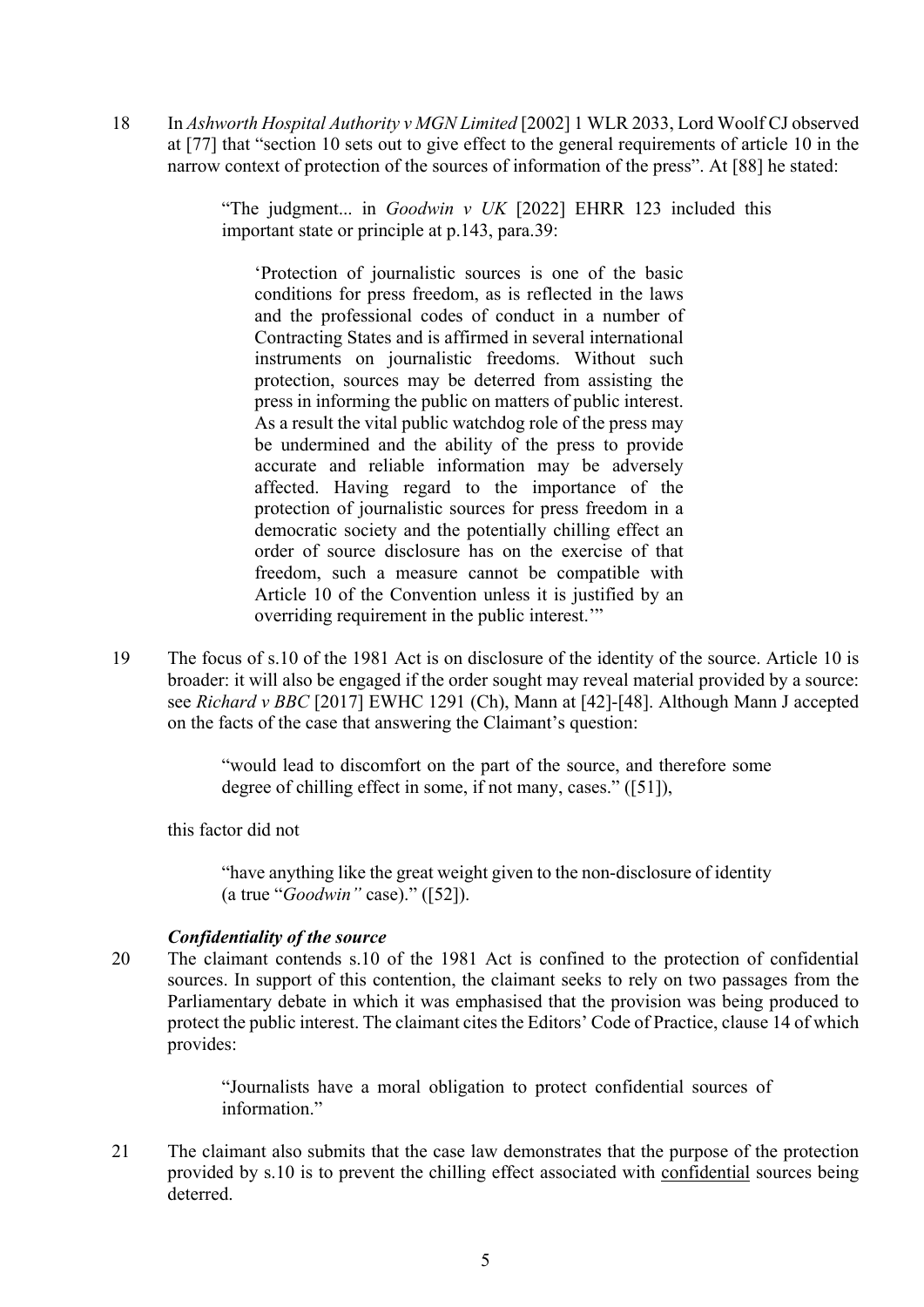18 In *Ashworth Hospital Authority v MGN Limited* [2002] 1 WLR 2033, Lord Woolf CJ observed at [77] that "section 10 sets out to give effect to the general requirements of article 10 in the narrow context of protection of the sources of information of the press". At [88] he stated:

> "The judgment... in *Goodwin v UK* [2022] EHRR 123 included this important state or principle at p.143, para.39:
>
> > 'Protection of journalistic sources is one of the basic conditions for press freedom, as is reflected in the laws and the professional codes of conduct in a number of Contracting States and is affirmed in several international instruments on journalistic freedoms. Without such protection, sources may be deterred from assisting the press in informing the public on matters of public interest. As a result the vital public watchdog role of the press may be undermined and the ability of the press to provide accurate and reliable information may be adversely affected. Having regard to the importance of the protection of journalistic sources for press freedom in a democratic society and the potentially chilling effect an order of source disclosure has on the exercise of that freedom, such a measure cannot be compatible with Article 10 of the Convention unless it is justified by an overriding requirement in the public interest.'"

19 The focus of s.10 of the 1981 Act is on disclosure of the identity of the source. Article 10 is broader: it will also be engaged if the order sought may reveal material provided by a source: see *Richard v BBC* [2017] EWHC 1291 (Ch), Mann at [42]-[48]. Although Mann J accepted on the facts of the case that answering the Claimant's question:

> "would lead to discomfort on the part of the source, and therefore some degree of chilling effect in some, if not many, cases." ([51]),

this factor did not

> "have anything like the great weight given to the non-disclosure of identity (a true "*Goodwin"* case)." ([52]).

### *Confidentiality of the source*

20 The claimant contends s.10 of the 1981 Act is confined to the protection of confidential sources. In support of this contention, the claimant seeks to rely on two passages from the Parliamentary debate in which it was emphasised that the provision was being produced to protect the public interest. The claimant cites the Editors' Code of Practice, clause 14 of which provides:

> "Journalists have a moral obligation to protect confidential sources of information."

21 The claimant also submits that the case law demonstrates that the purpose of the protection provided by s.10 is to prevent the chilling effect associated with <u>confidential</u> sources being deterred.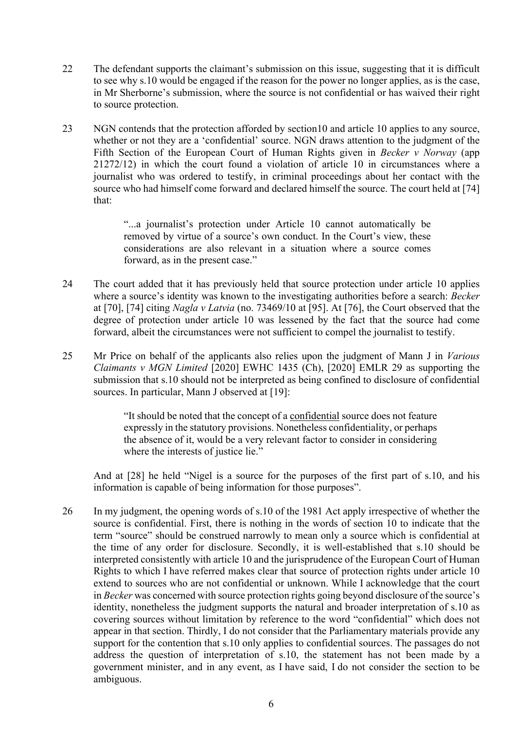22 The defendant supports the claimant's submission on this issue, suggesting that it is difficult to see why s.10 would be engaged if the reason for the power no longer applies, as is the case, in Mr Sherborne's submission, where the source is not confidential or has waived their right to source protection.

23 NGN contends that the protection afforded by section10 and article 10 applies to any source, whether or not they are a 'confidential' source. NGN draws attention to the judgment of the Fifth Section of the European Court of Human Rights given in *Becker v Norway* (app 21272/12) in which the court found a violation of article 10 in circumstances where a journalist who was ordered to testify, in criminal proceedings about her contact with the source who had himself come forward and declared himself the source. The court held at [74] that:

> "...a journalist's protection under Article 10 cannot automatically be removed by virtue of a source's own conduct. In the Court's view, these considerations are also relevant in a situation where a source comes forward, as in the present case."

24 The court added that it has previously held that source protection under article 10 applies where a source's identity was known to the investigating authorities before a search: *Becker* at [70], [74] citing *Nagla v Latvia* (no. 73469/10 at [95]. At [76], the Court observed that the degree of protection under article 10 was lessened by the fact that the source had come forward, albeit the circumstances were not sufficient to compel the journalist to testify.

25 Mr Price on behalf of the applicants also relies upon the judgment of Mann J in *Various Claimants v MGN Limited* [2020] EWHC 1435 (Ch), [2020] EMLR 29 as supporting the submission that s.10 should not be interpreted as being confined to disclosure of confidential sources. In particular, Mann J observed at [19]:

> "It should be noted that the concept of a <u>confidential</u> source does not feature expressly in the statutory provisions. Nonetheless confidentiality, or perhaps the absence of it, would be a very relevant factor to consider in considering where the interests of justice lie."

And at [28] he held "Nigel is a source for the purposes of the first part of s.10, and his information is capable of being information for those purposes".

26 In my judgment, the opening words of s.10 of the 1981 Act apply irrespective of whether the source is confidential. First, there is nothing in the words of section 10 to indicate that the term "source" should be construed narrowly to mean only a source which is confidential at the time of any order for disclosure. Secondly, it is well-established that s.10 should be interpreted consistently with article 10 and the jurisprudence of the European Court of Human Rights to which I have referred makes clear that source of protection rights under article 10 extend to sources who are not confidential or unknown. While I acknowledge that the court in *Becker* was concerned with source protection rights going beyond disclosure of the source's identity, nonetheless the judgment supports the natural and broader interpretation of s.10 as covering sources without limitation by reference to the word "confidential" which does not appear in that section. Thirdly, I do not consider that the Parliamentary materials provide any support for the contention that s.10 only applies to confidential sources. The passages do not address the question of interpretation of s.10, the statement has not been made by a government minister, and in any event, as I have said, I do not consider the section to be ambiguous.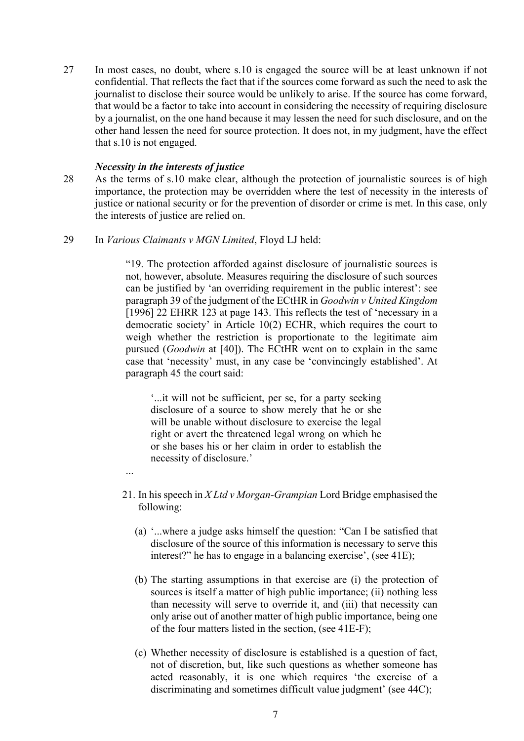27 In most cases, no doubt, where s.10 is engaged the source will be at least unknown if not confidential. That reflects the fact that if the sources come forward as such the need to ask the journalist to disclose their source would be unlikely to arise. If the source has come forward, that would be a factor to take into account in considering the necessity of requiring disclosure by a journalist, on the one hand because it may lessen the need for such disclosure, and on the other hand lessen the need for source protection. It does not, in my judgment, have the effect that s.10 is not engaged.

### *Necessity in the interests of justice*

28 As the terms of s.10 make clear, although the protection of journalistic sources is of high importance, the protection may be overridden where the test of necessity in the interests of justice or national security or for the prevention of disorder or crime is met. In this case, only the interests of justice are relied on.

29 In *Various Claimants v MGN Limited*, Floyd LJ held:

> "19. The protection afforded against disclosure of journalistic sources is not, however, absolute. Measures requiring the disclosure of such sources can be justified by 'an overriding requirement in the public interest': see paragraph 39 of the judgment of the ECtHR in *Goodwin v United Kingdom* [1996] 22 EHRR 123 at page 143. This reflects the test of 'necessary in a democratic society' in Article 10(2) ECHR, which requires the court to weigh whether the restriction is proportionate to the legitimate aim pursued (*Goodwin* at [40]). The ECtHR went on to explain in the same case that 'necessity' must, in any case be 'convincingly established'. At paragraph 45 the court said:
>
> > '...it will not be sufficient, per se, for a party seeking disclosure of a source to show merely that he or she will be unable without disclosure to exercise the legal right or avert the threatened legal wrong on which he or she bases his or her claim in order to establish the necessity of disclosure.'
>
> ...
>
> 21. In his speech in *X Ltd v Morgan-Grampian* Lord Bridge emphasised the following:
>
> (a) '...where a judge asks himself the question: "Can I be satisfied that disclosure of the source of this information is necessary to serve this interest?" he has to engage in a balancing exercise', (see 41E);
>
> (b) The starting assumptions in that exercise are (i) the protection of sources is itself a matter of high public importance; (ii) nothing less than necessity will serve to override it, and (iii) that necessity can only arise out of another matter of high public importance, being one of the four matters listed in the section, (see 41E-F);
>
> (c) Whether necessity of disclosure is established is a question of fact, not of discretion, but, like such questions as whether someone has acted reasonably, it is one which requires 'the exercise of a discriminating and sometimes difficult value judgment' (see 44C);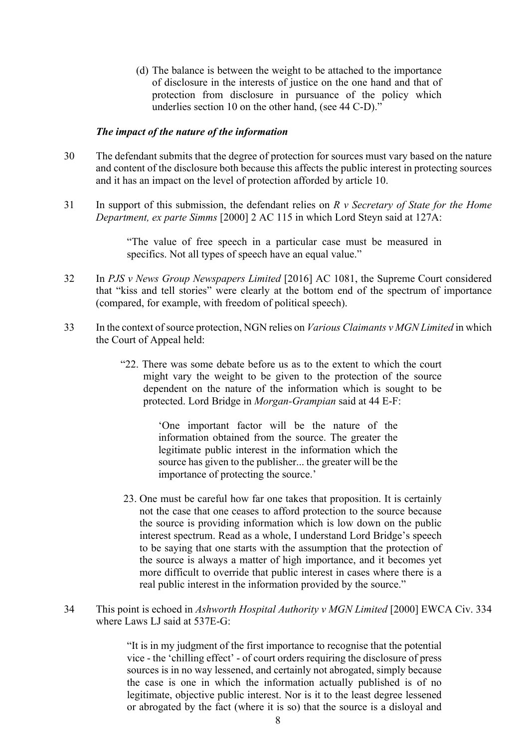(d) The balance is between the weight to be attached to the importance of disclosure in the interests of justice on the one hand and that of protection from disclosure in pursuance of the policy which underlies section 10 on the other hand, (see 44 C-D)."

### *The impact of the nature of the information*

30 The defendant submits that the degree of protection for sources must vary based on the nature and content of the disclosure both because this affects the public interest in protecting sources and it has an impact on the level of protection afforded by article 10.

31 In support of this submission, the defendant relies on *R v Secretary of State for the Home Department, ex parte Simms* [2000] 2 AC 115 in which Lord Steyn said at 127A:

> "The value of free speech in a particular case must be measured in specifics. Not all types of speech have an equal value."

32 In *PJS v News Group Newspapers Limited* [2016] AC 1081, the Supreme Court considered that "kiss and tell stories" were clearly at the bottom end of the spectrum of importance (compared, for example, with freedom of political speech).

33 In the context of source protection, NGN relies on *Various Claimants v MGN Limited* in which the Court of Appeal held:

> "22. There was some debate before us as to the extent to which the court might vary the weight to be given to the protection of the source dependent on the nature of the information which is sought to be protected. Lord Bridge in *Morgan-Grampian* said at 44 E-F:
>
> > 'One important factor will be the nature of the information obtained from the source. The greater the legitimate public interest in the information which the source has given to the publisher... the greater will be the importance of protecting the source.'
>
> 23. One must be careful how far one takes that proposition. It is certainly not the case that one ceases to afford protection to the source because the source is providing information which is low down on the public interest spectrum. Read as a whole, I understand Lord Bridge's speech to be saying that one starts with the assumption that the protection of the source is always a matter of high importance, and it becomes yet more difficult to override that public interest in cases where there is a real public interest in the information provided by the source."

34 This point is echoed in *Ashworth Hospital Authority v MGN Limited* [2000] EWCA Civ. 334 where Laws LJ said at 537E-G:

> "It is in my judgment of the first importance to recognise that the potential vice - the 'chilling effect' - of court orders requiring the disclosure of press sources is in no way lessened, and certainly not abrogated, simply because the case is one in which the information actually published is of no legitimate, objective public interest. Nor is it to the least degree lessened or abrogated by the fact (where it is so) that the source is a disloyal and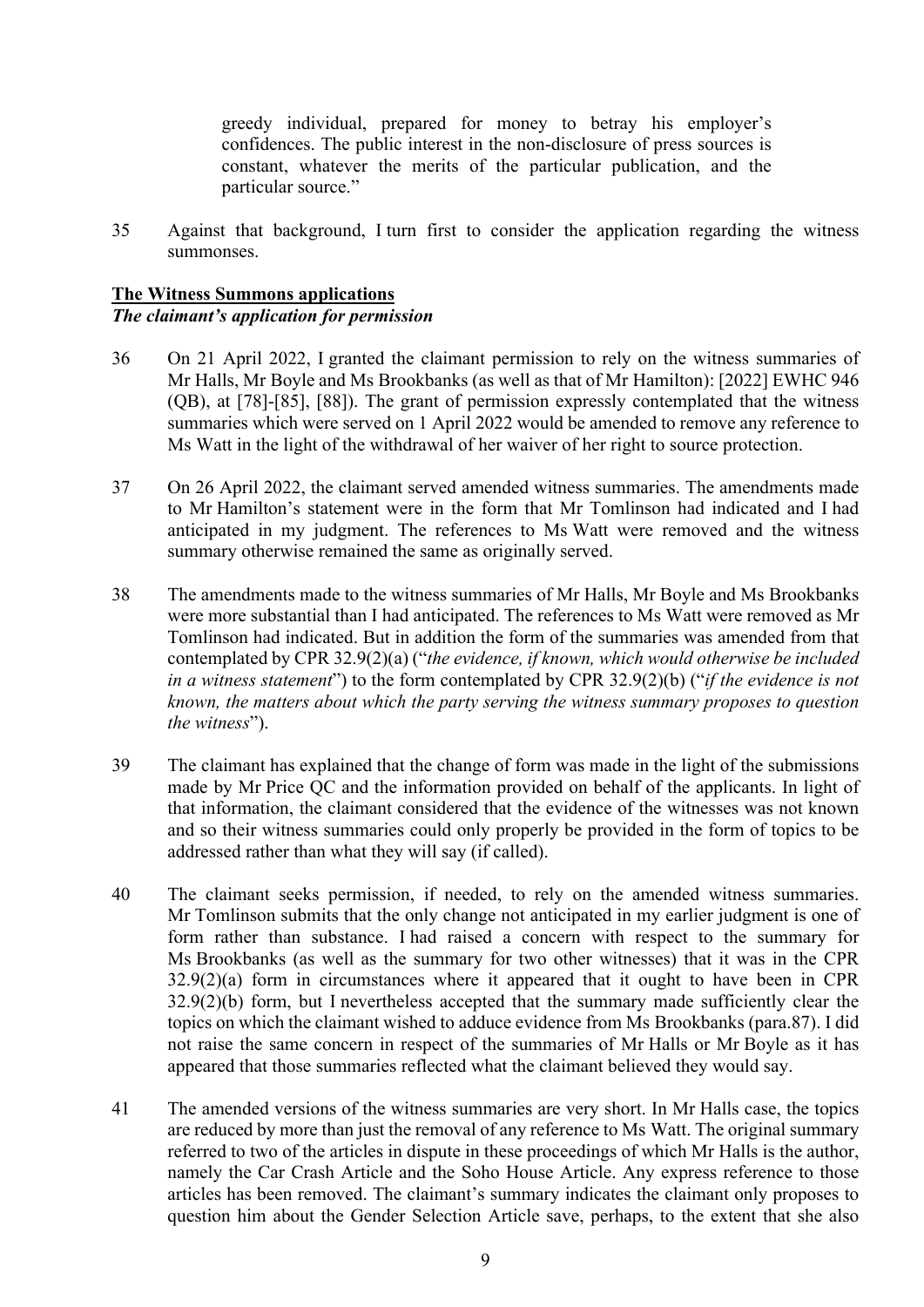> greedy individual, prepared for money to betray his employer's confidences. The public interest in the non-disclosure of press sources is constant, whatever the merits of the particular publication, and the particular source."

35 Against that background, I turn first to consider the application regarding the witness summonses.

**The Witness Summons applications**

***The claimant's application for permission***

36 On 21 April 2022, I granted the claimant permission to rely on the witness summaries of Mr Halls, Mr Boyle and Ms Brookbanks (as well as that of Mr Hamilton): [2022] EWHC 946 (QB), at [78]-[85], [88]). The grant of permission expressly contemplated that the witness summaries which were served on 1 April 2022 would be amended to remove any reference to Ms Watt in the light of the withdrawal of her waiver of her right to source protection.

37 On 26 April 2022, the claimant served amended witness summaries. The amendments made to Mr Hamilton's statement were in the form that Mr Tomlinson had indicated and I had anticipated in my judgment. The references to Ms Watt were removed and the witness summary otherwise remained the same as originally served.

38 The amendments made to the witness summaries of Mr Halls, Mr Boyle and Ms Brookbanks were more substantial than I had anticipated. The references to Ms Watt were removed as Mr Tomlinson had indicated. But in addition the form of the summaries was amended from that contemplated by CPR 32.9(2)(a) ("*the evidence, if known, which would otherwise be included in a witness statement*") to the form contemplated by CPR 32.9(2)(b) ("*if the evidence is not known, the matters about which the party serving the witness summary proposes to question the witness*").

39 The claimant has explained that the change of form was made in the light of the submissions made by Mr Price QC and the information provided on behalf of the applicants. In light of that information, the claimant considered that the evidence of the witnesses was not known and so their witness summaries could only properly be provided in the form of topics to be addressed rather than what they will say (if called).

40 The claimant seeks permission, if needed, to rely on the amended witness summaries. Mr Tomlinson submits that the only change not anticipated in my earlier judgment is one of form rather than substance. I had raised a concern with respect to the summary for Ms Brookbanks (as well as the summary for two other witnesses) that it was in the CPR 32.9(2)(a) form in circumstances where it appeared that it ought to have been in CPR 32.9(2)(b) form, but I nevertheless accepted that the summary made sufficiently clear the topics on which the claimant wished to adduce evidence from Ms Brookbanks (para.87). I did not raise the same concern in respect of the summaries of Mr Halls or Mr Boyle as it has appeared that those summaries reflected what the claimant believed they would say.

41 The amended versions of the witness summaries are very short. In Mr Halls case, the topics are reduced by more than just the removal of any reference to Ms Watt. The original summary referred to two of the articles in dispute in these proceedings of which Mr Halls is the author, namely the Car Crash Article and the Soho House Article. Any express reference to those articles has been removed. The claimant's summary indicates the claimant only proposes to question him about the Gender Selection Article save, perhaps, to the extent that she also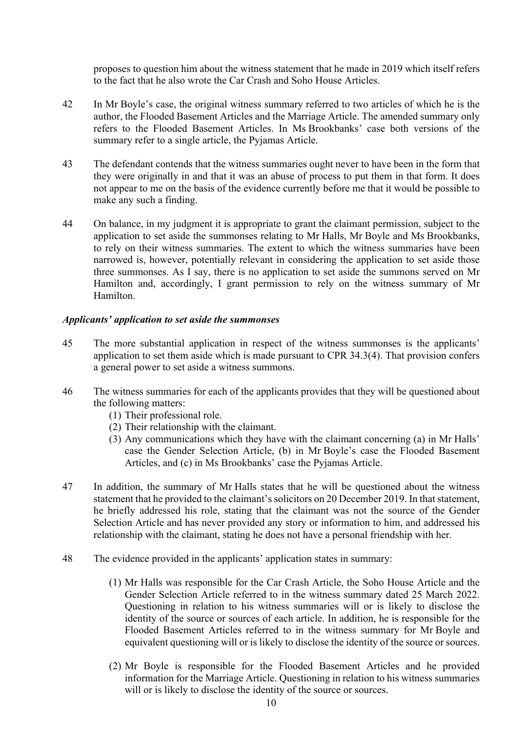proposes to question him about the witness statement that he made in 2019 which itself refers to the fact that he also wrote the Car Crash and Soho House Articles.

42 In Mr Boyle's case, the original witness summary referred to two articles of which he is the author, the Flooded Basement Articles and the Marriage Article. The amended summary only refers to the Flooded Basement Articles. In Ms Brookbanks' case both versions of the summary refer to a single article, the Pyjamas Article.

43 The defendant contends that the witness summaries ought never to have been in the form that they were originally in and that it was an abuse of process to put them in that form. It does not appear to me on the basis of the evidence currently before me that it would be possible to make any such a finding.

44 On balance, in my judgment it is appropriate to grant the claimant permission, subject to the application to set aside the summonses relating to Mr Halls, Mr Boyle and Ms Brookbanks, to rely on their witness summaries. The extent to which the witness summaries have been narrowed is, however, potentially relevant in considering the application to set aside those three summonses. As I say, there is no application to set aside the summons served on Mr Hamilton and, accordingly, I grant permission to rely on the witness summary of Mr Hamilton.

### *Applicants' application to set aside the summonses*

45 The more substantial application in respect of the witness summonses is the applicants' application to set them aside which is made pursuant to CPR 34.3(4). That provision confers a general power to set aside a witness summons.

46 The witness summaries for each of the applicants provides that they will be questioned about the following matters:

(1) Their professional role.
(2) Their relationship with the claimant.
(3) Any communications which they have with the claimant concerning (a) in Mr Halls' case the Gender Selection Article, (b) in Mr Boyle's case the Flooded Basement Articles, and (c) in Ms Brookbanks' case the Pyjamas Article.

47 In addition, the summary of Mr Halls states that he will be questioned about the witness statement that he provided to the claimant's solicitors on 20 December 2019. In that statement, he briefly addressed his role, stating that the claimant was not the source of the Gender Selection Article and has never provided any story or information to him, and addressed his relationship with the claimant, stating he does not have a personal friendship with her.

48 The evidence provided in the applicants' application states in summary:

(1) Mr Halls was responsible for the Car Crash Article, the Soho House Article and the Gender Selection Article referred to in the witness summary dated 25 March 2022. Questioning in relation to his witness summaries will or is likely to disclose the identity of the source or sources of each article. In addition, he is responsible for the Flooded Basement Articles referred to in the witness summary for Mr Boyle and equivalent questioning will or is likely to disclose the identity of the source or sources.

(2) Mr Boyle is responsible for the Flooded Basement Articles and he provided information for the Marriage Article. Questioning in relation to his witness summaries will or is likely to disclose the identity of the source or sources.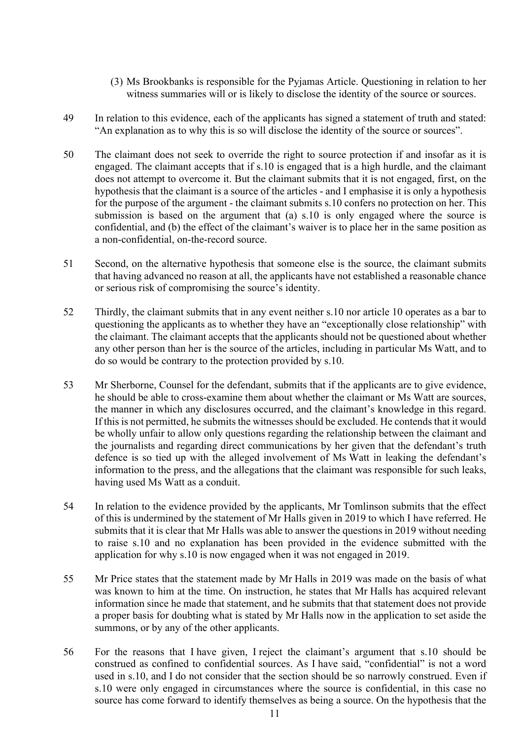(3) Ms Brookbanks is responsible for the Pyjamas Article. Questioning in relation to her witness summaries will or is likely to disclose the identity of the source or sources.

49 In relation to this evidence, each of the applicants has signed a statement of truth and stated: "An explanation as to why this is so will disclose the identity of the source or sources".

50 The claimant does not seek to override the right to source protection if and insofar as it is engaged. The claimant accepts that if s.10 is engaged that is a high hurdle, and the claimant does not attempt to overcome it. But the claimant submits that it is not engaged, first, on the hypothesis that the claimant is a source of the articles - and I emphasise it is only a hypothesis for the purpose of the argument - the claimant submits s.10 confers no protection on her. This submission is based on the argument that (a) s.10 is only engaged where the source is confidential, and (b) the effect of the claimant's waiver is to place her in the same position as a non-confidential, on-the-record source.

51 Second, on the alternative hypothesis that someone else is the source, the claimant submits that having advanced no reason at all, the applicants have not established a reasonable chance or serious risk of compromising the source's identity.

52 Thirdly, the claimant submits that in any event neither s.10 nor article 10 operates as a bar to questioning the applicants as to whether they have an "exceptionally close relationship" with the claimant. The claimant accepts that the applicants should not be questioned about whether any other person than her is the source of the articles, including in particular Ms Watt, and to do so would be contrary to the protection provided by s.10.

53 Mr Sherborne, Counsel for the defendant, submits that if the applicants are to give evidence, he should be able to cross-examine them about whether the claimant or Ms Watt are sources, the manner in which any disclosures occurred, and the claimant's knowledge in this regard. If this is not permitted, he submits the witnesses should be excluded. He contends that it would be wholly unfair to allow only questions regarding the relationship between the claimant and the journalists and regarding direct communications by her given that the defendant's truth defence is so tied up with the alleged involvement of Ms Watt in leaking the defendant's information to the press, and the allegations that the claimant was responsible for such leaks, having used Ms Watt as a conduit.

54 In relation to the evidence provided by the applicants, Mr Tomlinson submits that the effect of this is undermined by the statement of Mr Halls given in 2019 to which I have referred. He submits that it is clear that Mr Halls was able to answer the questions in 2019 without needing to raise s.10 and no explanation has been provided in the evidence submitted with the application for why s.10 is now engaged when it was not engaged in 2019.

55 Mr Price states that the statement made by Mr Halls in 2019 was made on the basis of what was known to him at the time. On instruction, he states that Mr Halls has acquired relevant information since he made that statement, and he submits that that statement does not provide a proper basis for doubting what is stated by Mr Halls now in the application to set aside the summons, or by any of the other applicants.

56 For the reasons that I have given, I reject the claimant's argument that s.10 should be construed as confined to confidential sources. As I have said, "confidential" is not a word used in s.10, and I do not consider that the section should be so narrowly construed. Even if s.10 were only engaged in circumstances where the source is confidential, in this case no source has come forward to identify themselves as being a source. On the hypothesis that the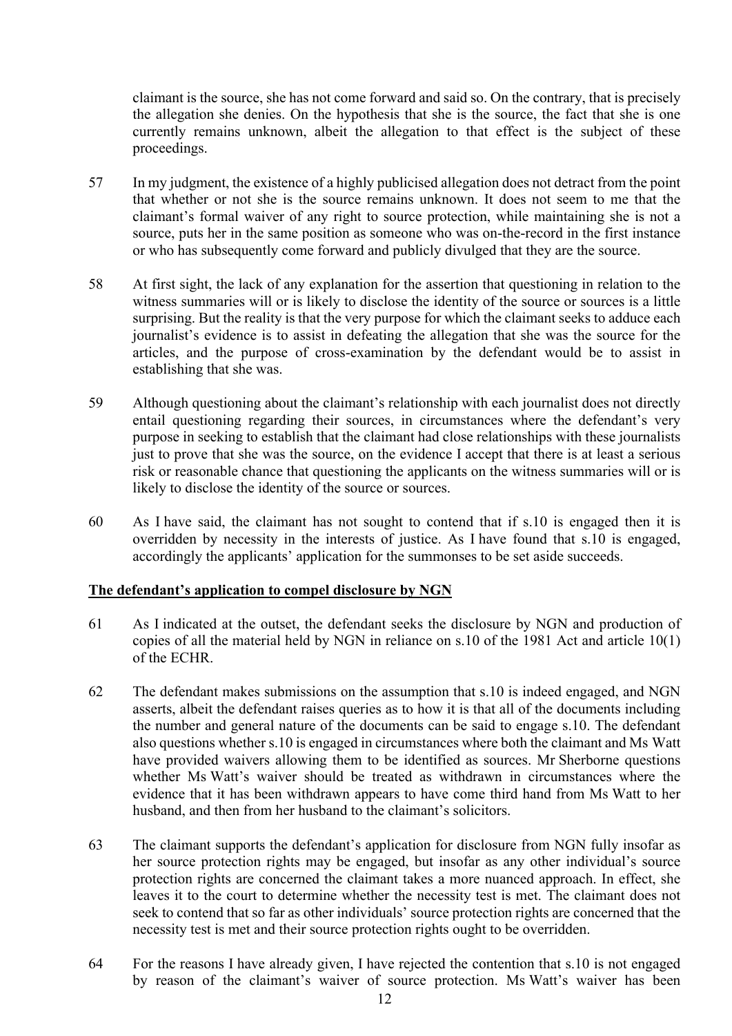claimant is the source, she has not come forward and said so. On the contrary, that is precisely the allegation she denies. On the hypothesis that she is the source, the fact that she is one currently remains unknown, albeit the allegation to that effect is the subject of these proceedings.

57 In my judgment, the existence of a highly publicised allegation does not detract from the point that whether or not she is the source remains unknown. It does not seem to me that the claimant's formal waiver of any right to source protection, while maintaining she is not a source, puts her in the same position as someone who was on-the-record in the first instance or who has subsequently come forward and publicly divulged that they are the source.

58 At first sight, the lack of any explanation for the assertion that questioning in relation to the witness summaries will or is likely to disclose the identity of the source or sources is a little surprising. But the reality is that the very purpose for which the claimant seeks to adduce each journalist's evidence is to assist in defeating the allegation that she was the source for the articles, and the purpose of cross-examination by the defendant would be to assist in establishing that she was.

59 Although questioning about the claimant's relationship with each journalist does not directly entail questioning regarding their sources, in circumstances where the defendant's very purpose in seeking to establish that the claimant had close relationships with these journalists just to prove that she was the source, on the evidence I accept that there is at least a serious risk or reasonable chance that questioning the applicants on the witness summaries will or is likely to disclose the identity of the source or sources.

60 As I have said, the claimant has not sought to contend that if s.10 is engaged then it is overridden by necessity in the interests of justice. As I have found that s.10 is engaged, accordingly the applicants' application for the summonses to be set aside succeeds.

**The defendant's application to compel disclosure by NGN**

61 As I indicated at the outset, the defendant seeks the disclosure by NGN and production of copies of all the material held by NGN in reliance on s.10 of the 1981 Act and article 10(1) of the ECHR.

62 The defendant makes submissions on the assumption that s.10 is indeed engaged, and NGN asserts, albeit the defendant raises queries as to how it is that all of the documents including the number and general nature of the documents can be said to engage s.10. The defendant also questions whether s.10 is engaged in circumstances where both the claimant and Ms Watt have provided waivers allowing them to be identified as sources. Mr Sherborne questions whether Ms Watt's waiver should be treated as withdrawn in circumstances where the evidence that it has been withdrawn appears to have come third hand from Ms Watt to her husband, and then from her husband to the claimant's solicitors.

63 The claimant supports the defendant's application for disclosure from NGN fully insofar as her source protection rights may be engaged, but insofar as any other individual's source protection rights are concerned the claimant takes a more nuanced approach. In effect, she leaves it to the court to determine whether the necessity test is met. The claimant does not seek to contend that so far as other individuals' source protection rights are concerned that the necessity test is met and their source protection rights ought to be overridden.

64 For the reasons I have already given, I have rejected the contention that s.10 is not engaged by reason of the claimant's waiver of source protection. Ms Watt's waiver has been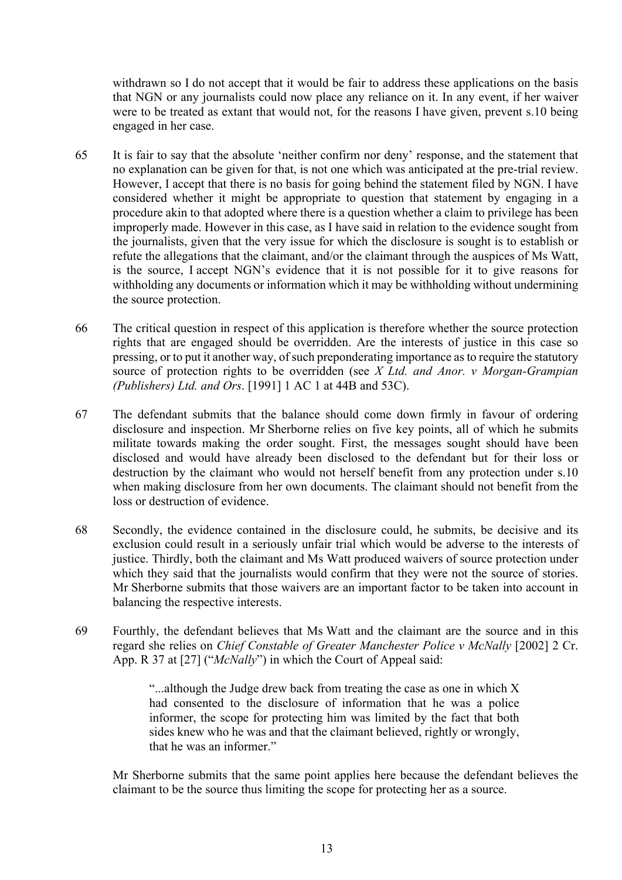withdrawn so I do not accept that it would be fair to address these applications on the basis that NGN or any journalists could now place any reliance on it. In any event, if her waiver were to be treated as extant that would not, for the reasons I have given, prevent s.10 being engaged in her case.

65 It is fair to say that the absolute 'neither confirm nor deny' response, and the statement that no explanation can be given for that, is not one which was anticipated at the pre-trial review. However, I accept that there is no basis for going behind the statement filed by NGN. I have considered whether it might be appropriate to question that statement by engaging in a procedure akin to that adopted where there is a question whether a claim to privilege has been improperly made. However in this case, as I have said in relation to the evidence sought from the journalists, given that the very issue for which the disclosure is sought is to establish or refute the allegations that the claimant, and/or the claimant through the auspices of Ms Watt, is the source, I accept NGN's evidence that it is not possible for it to give reasons for withholding any documents or information which it may be withholding without undermining the source protection.

66 The critical question in respect of this application is therefore whether the source protection rights that are engaged should be overridden. Are the interests of justice in this case so pressing, or to put it another way, of such preponderating importance as to require the statutory source of protection rights to be overridden (see *X Ltd. and Anor. v Morgan-Grampian (Publishers) Ltd. and Ors*. [1991] 1 AC 1 at 44B and 53C).

67 The defendant submits that the balance should come down firmly in favour of ordering disclosure and inspection. Mr Sherborne relies on five key points, all of which he submits militate towards making the order sought. First, the messages sought should have been disclosed and would have already been disclosed to the defendant but for their loss or destruction by the claimant who would not herself benefit from any protection under s.10 when making disclosure from her own documents. The claimant should not benefit from the loss or destruction of evidence.

68 Secondly, the evidence contained in the disclosure could, he submits, be decisive and its exclusion could result in a seriously unfair trial which would be adverse to the interests of justice. Thirdly, both the claimant and Ms Watt produced waivers of source protection under which they said that the journalists would confirm that they were not the source of stories. Mr Sherborne submits that those waivers are an important factor to be taken into account in balancing the respective interests.

69 Fourthly, the defendant believes that Ms Watt and the claimant are the source and in this regard she relies on *Chief Constable of Greater Manchester Police v McNally* [2002] 2 Cr. App. R 37 at [27] ("*McNally*") in which the Court of Appeal said:

> "...although the Judge drew back from treating the case as one in which X had consented to the disclosure of information that he was a police informer, the scope for protecting him was limited by the fact that both sides knew who he was and that the claimant believed, rightly or wrongly, that he was an informer."

Mr Sherborne submits that the same point applies here because the defendant believes the claimant to be the source thus limiting the scope for protecting her as a source.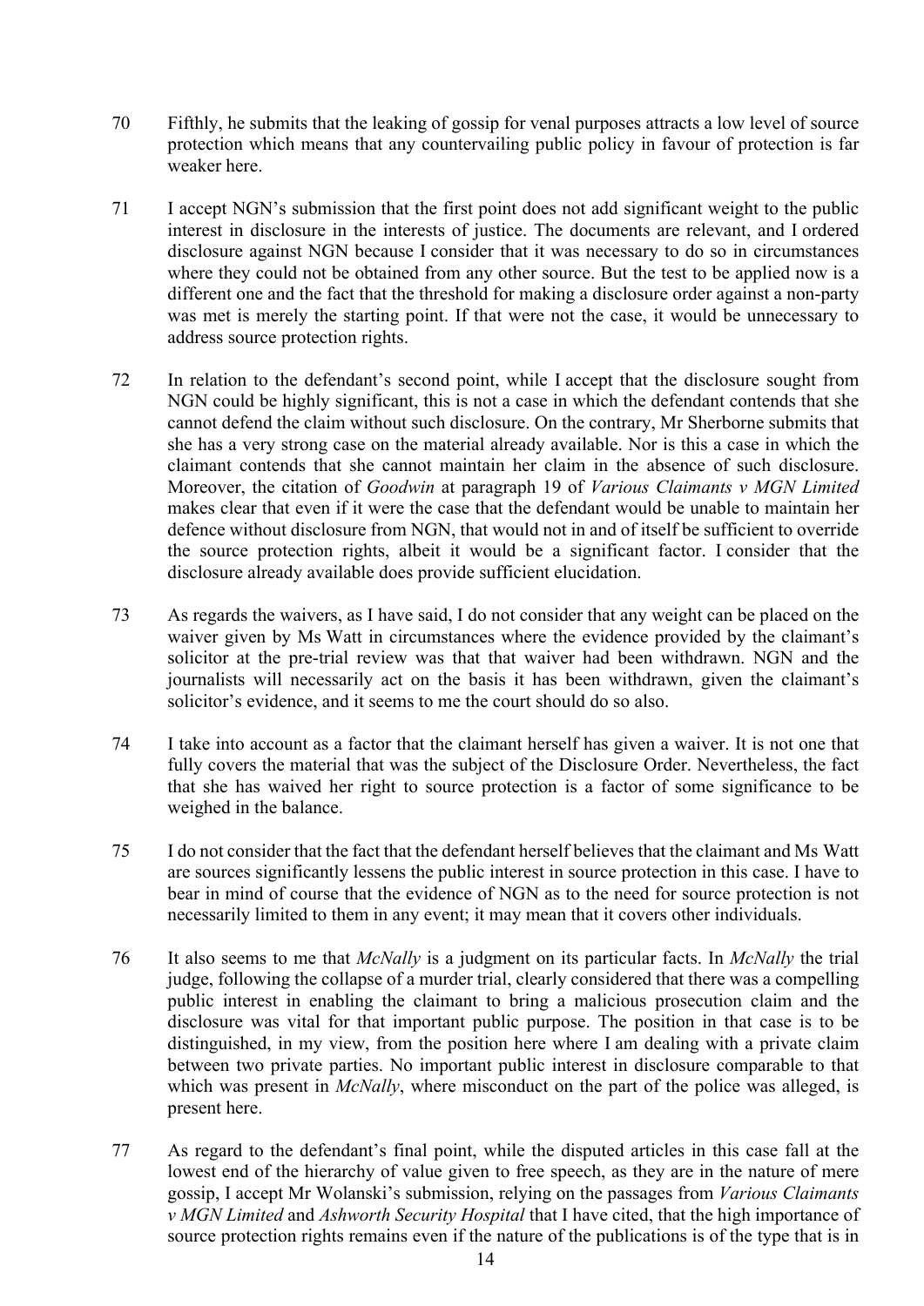70 Fifthly, he submits that the leaking of gossip for venal purposes attracts a low level of source protection which means that any countervailing public policy in favour of protection is far weaker here.

71 I accept NGN's submission that the first point does not add significant weight to the public interest in disclosure in the interests of justice. The documents are relevant, and I ordered disclosure against NGN because I consider that it was necessary to do so in circumstances where they could not be obtained from any other source. But the test to be applied now is a different one and the fact that the threshold for making a disclosure order against a non-party was met is merely the starting point. If that were not the case, it would be unnecessary to address source protection rights.

72 In relation to the defendant's second point, while I accept that the disclosure sought from NGN could be highly significant, this is not a case in which the defendant contends that she cannot defend the claim without such disclosure. On the contrary, Mr Sherborne submits that she has a very strong case on the material already available. Nor is this a case in which the claimant contends that she cannot maintain her claim in the absence of such disclosure. Moreover, the citation of *Goodwin* at paragraph 19 of *Various Claimants v MGN Limited* makes clear that even if it were the case that the defendant would be unable to maintain her defence without disclosure from NGN, that would not in and of itself be sufficient to override the source protection rights, albeit it would be a significant factor. I consider that the disclosure already available does provide sufficient elucidation.

73 As regards the waivers, as I have said, I do not consider that any weight can be placed on the waiver given by Ms Watt in circumstances where the evidence provided by the claimant's solicitor at the pre-trial review was that that waiver had been withdrawn. NGN and the journalists will necessarily act on the basis it has been withdrawn, given the claimant's solicitor's evidence, and it seems to me the court should do so also.

74 I take into account as a factor that the claimant herself has given a waiver. It is not one that fully covers the material that was the subject of the Disclosure Order. Nevertheless, the fact that she has waived her right to source protection is a factor of some significance to be weighed in the balance.

75 I do not consider that the fact that the defendant herself believes that the claimant and Ms Watt are sources significantly lessens the public interest in source protection in this case. I have to bear in mind of course that the evidence of NGN as to the need for source protection is not necessarily limited to them in any event; it may mean that it covers other individuals.

76 It also seems to me that *McNally* is a judgment on its particular facts. In *McNally* the trial judge, following the collapse of a murder trial, clearly considered that there was a compelling public interest in enabling the claimant to bring a malicious prosecution claim and the disclosure was vital for that important public purpose. The position in that case is to be distinguished, in my view, from the position here where I am dealing with a private claim between two private parties. No important public interest in disclosure comparable to that which was present in *McNally*, where misconduct on the part of the police was alleged, is present here.

77 As regard to the defendant's final point, while the disputed articles in this case fall at the lowest end of the hierarchy of value given to free speech, as they are in the nature of mere gossip, I accept Mr Wolanski's submission, relying on the passages from *Various Claimants v MGN Limited* and *Ashworth Security Hospital* that I have cited, that the high importance of source protection rights remains even if the nature of the publications is of the type that is in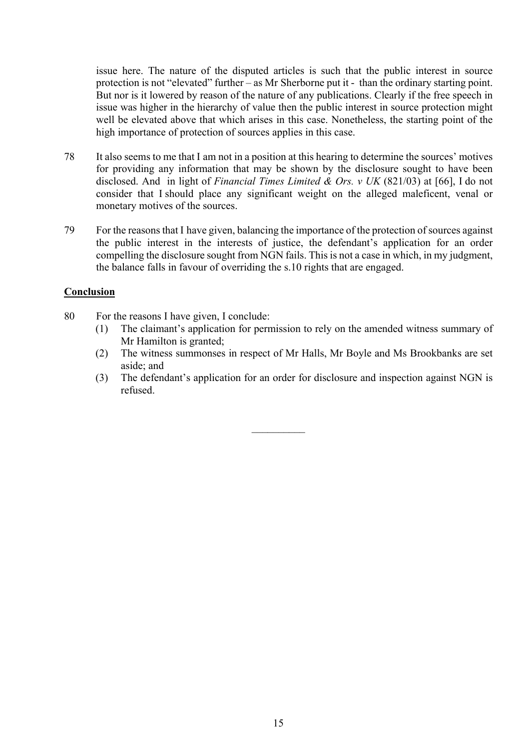issue here. The nature of the disputed articles is such that the public interest in source protection is not "elevated" further – as Mr Sherborne put it - than the ordinary starting point. But nor is it lowered by reason of the nature of any publications. Clearly if the free speech in issue was higher in the hierarchy of value then the public interest in source protection might well be elevated above that which arises in this case. Nonetheless, the starting point of the high importance of protection of sources applies in this case.

78 It also seems to me that I am not in a position at this hearing to determine the sources' motives for providing any information that may be shown by the disclosure sought to have been disclosed. And in light of *Financial Times Limited & Ors. v UK* (821/03) at [66], I do not consider that I should place any significant weight on the alleged maleficent, venal or monetary motives of the sources.

79 For the reasons that I have given, balancing the importance of the protection of sources against the public interest in the interests of justice, the defendant's application for an order compelling the disclosure sought from NGN fails. This is not a case in which, in my judgment, the balance falls in favour of overriding the s.10 rights that are engaged.

**Conclusion**

80 For the reasons I have given, I conclude:

(1) The claimant's application for permission to rely on the amended witness summary of Mr Hamilton is granted;

(2) The witness summonses in respect of Mr Halls, Mr Boyle and Ms Brookbanks are set aside; and

(3) The defendant's application for an order for disclosure and inspection against NGN is refused.

__________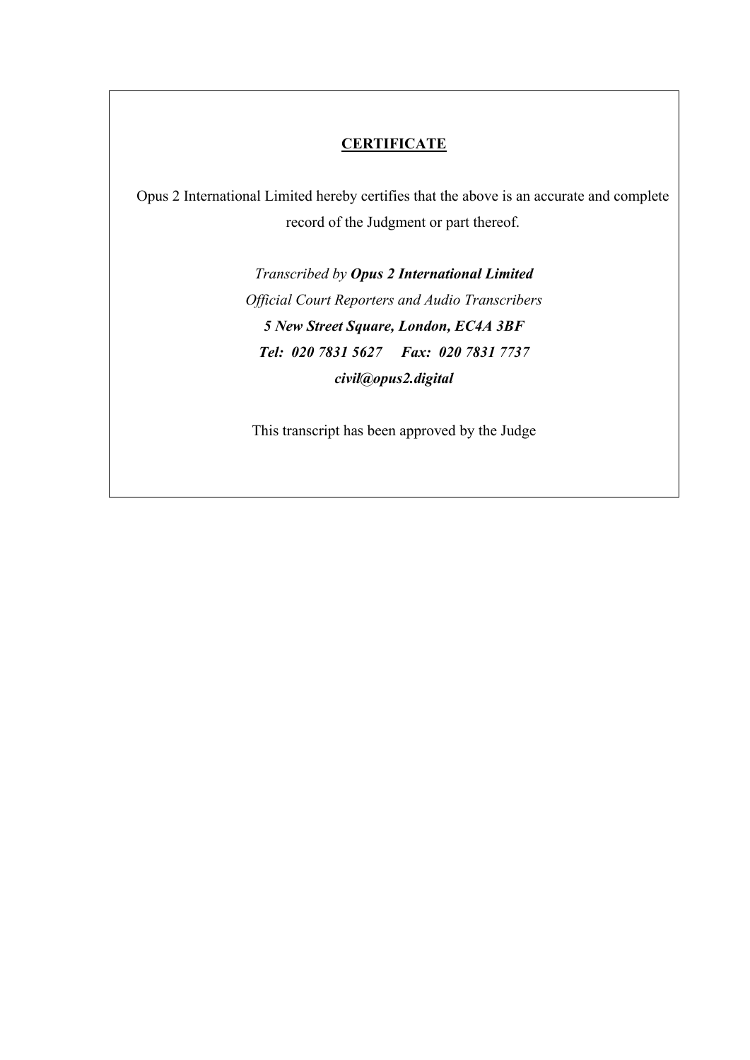**CERTIFICATE**

Opus 2 International Limited hereby certifies that the above is an accurate and complete record of the Judgment or part thereof.

*Transcribed by* ***Opus 2 International Limited***
*Official Court Reporters and Audio Transcribers*
***5 New Street Square, London, EC4A 3BF***
***Tel: 020 7831 5627 Fax: 020 7831 7737***
***civil@opus2.digital***

This transcript has been approved by the Judge